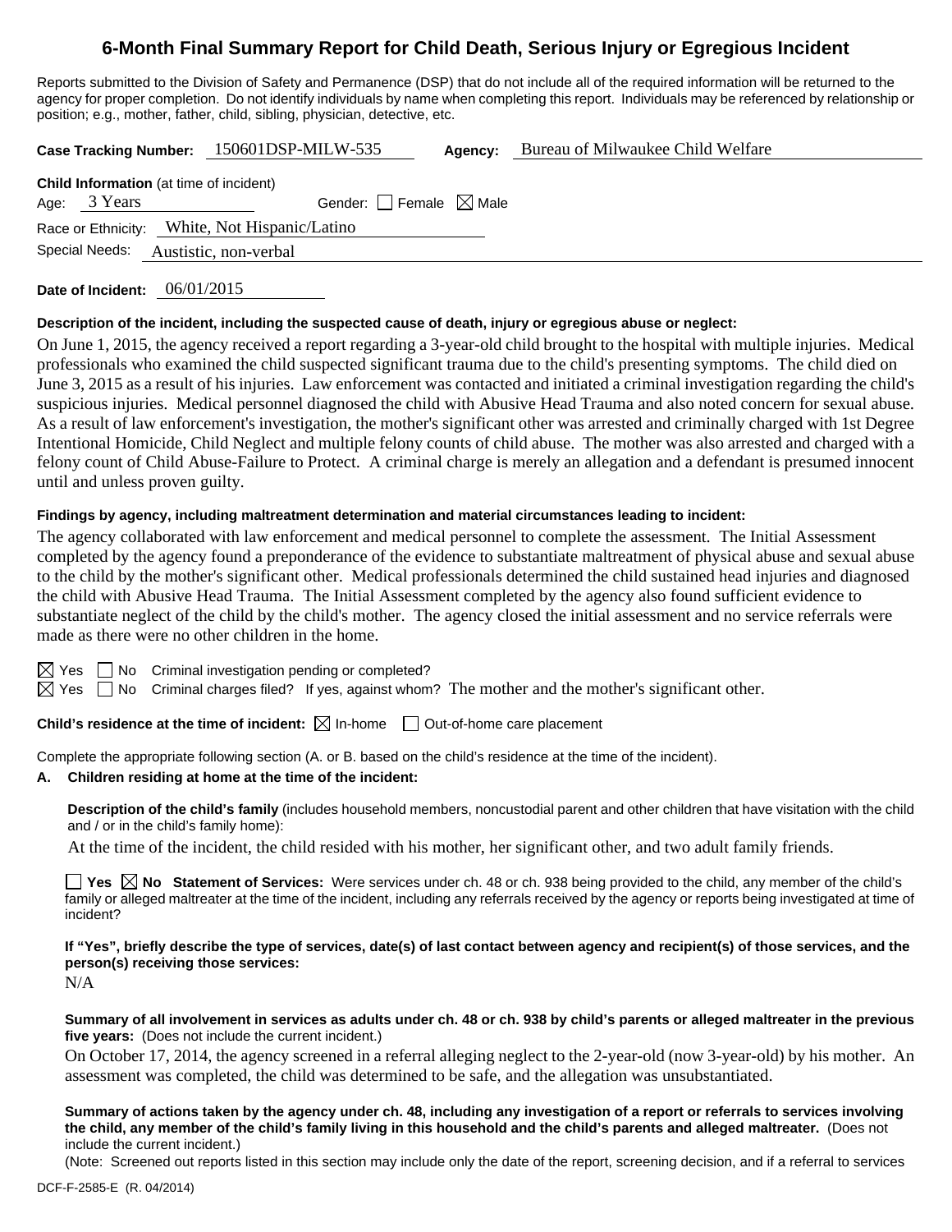# 6-Month Final Summary Report for Child Death, Serious Injury or Egregious Incident

Reports submitted to the Division of Safety and Permanence (DSP) that do not include all of the required information will be returned to the agency for proper completion. Do not identify individuals by name when completing this report. Individuals may be referenced by relationship or position; e.g., mother, father, child, sibling, physician, detective, etc.

**Case Tracking Number:** 150601DSP-MILW-535 **Agency:** Bureau of Milwaukee Child Welfare

**Child Information** (at time of incident)
Age: 3 Years Gender: ☐ Female ☒ Male
Race or Ethnicity: White, Not Hispanic/Latino
Special Needs: Austistic, non-verbal

**Date of Incident:** 06/01/2015

**Description of the incident, including the suspected cause of death, injury or egregious abuse or neglect:**

On June 1, 2015, the agency received a report regarding a 3-year-old child brought to the hospital with multiple injuries. Medical professionals who examined the child suspected significant trauma due to the child's presenting symptoms. The child died on June 3, 2015 as a result of his injuries. Law enforcement was contacted and initiated a criminal investigation regarding the child's suspicious injuries. Medical personnel diagnosed the child with Abusive Head Trauma and also noted concern for sexual abuse. As a result of law enforcement's investigation, the mother's significant other was arrested and criminally charged with 1st Degree Intentional Homicide, Child Neglect and multiple felony counts of child abuse. The mother was also arrested and charged with a felony count of Child Abuse-Failure to Protect. A criminal charge is merely an allegation and a defendant is presumed innocent until and unless proven guilty.

**Findings by agency, including maltreatment determination and material circumstances leading to incident:**

The agency collaborated with law enforcement and medical personnel to complete the assessment. The Initial Assessment completed by the agency found a preponderance of the evidence to substantiate maltreatment of physical abuse and sexual abuse to the child by the mother's significant other. Medical professionals determined the child sustained head injuries and diagnosed the child with Abusive Head Trauma. The Initial Assessment completed by the agency also found sufficient evidence to substantiate neglect of the child by the child's mother. The agency closed the initial assessment and no service referrals were made as there were no other children in the home.

☒ Yes ☐ No Criminal investigation pending or completed?
☒ Yes ☐ No Criminal charges filed? If yes, against whom? The mother and the mother's significant other.

**Child's residence at the time of incident:** ☒ In-home ☐ Out-of-home care placement

Complete the appropriate following section (A. or B. based on the child's residence at the time of the incident).

**A. Children residing at home at the time of the incident:**

**Description of the child's family** (includes household members, noncustodial parent and other children that have visitation with the child and / or in the child's family home):

At the time of the incident, the child resided with his mother, her significant other, and two adult family friends.

☐ **Yes** ☒ **No** **Statement of Services:** Were services under ch. 48 or ch. 938 being provided to the child, any member of the child's family or alleged maltreater at the time of the incident, including any referrals received by the agency or reports being investigated at time of incident?

**If "Yes", briefly describe the type of services, date(s) of last contact between agency and recipient(s) of those services, and the person(s) receiving those services:**

N/A

**Summary of all involvement in services as adults under ch. 48 or ch. 938 by child's parents or alleged maltreater in the previous five years:** (Does not include the current incident.)

On October 17, 2014, the agency screened in a referral alleging neglect to the 2-year-old (now 3-year-old) by his mother. An assessment was completed, the child was determined to be safe, and the allegation was unsubstantiated.

**Summary of actions taken by the agency under ch. 48, including any investigation of a report or referrals to services involving the child, any member of the child's family living in this household and the child's parents and alleged maltreater.** (Does not include the current incident.)

(Note: Screened out reports listed in this section may include only the date of the report, screening decision, and if a referral to services

DCF-F-2585-E (R. 04/2014)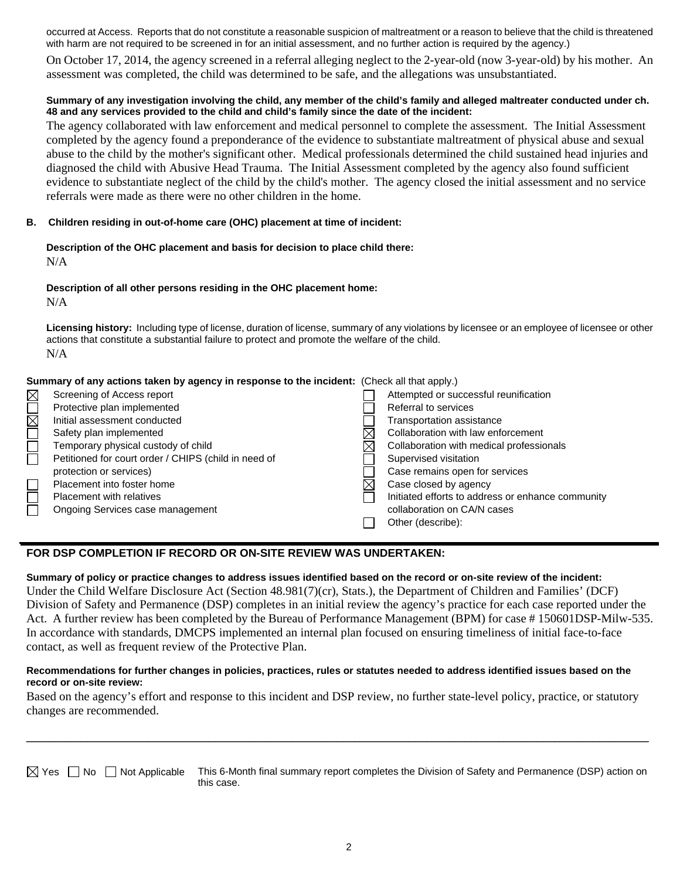occurred at Access. Reports that do not constitute a reasonable suspicion of maltreatment or a reason to believe that the child is threatened with harm are not required to be screened in for an initial assessment, and no further action is required by the agency.)

On October 17, 2014, the agency screened in a referral alleging neglect to the 2-year-old (now 3-year-old) by his mother. An assessment was completed, the child was determined to be safe, and the allegations was unsubstantiated.

**Summary of any investigation involving the child, any member of the child's family and alleged maltreater conducted under ch. 48 and any services provided to the child and child's family since the date of the incident:**

The agency collaborated with law enforcement and medical personnel to complete the assessment. The Initial Assessment completed by the agency found a preponderance of the evidence to substantiate maltreatment of physical abuse and sexual abuse to the child by the mother's significant other. Medical professionals determined the child sustained head injuries and diagnosed the child with Abusive Head Trauma. The Initial Assessment completed by the agency also found sufficient evidence to substantiate neglect of the child by the child's mother. The agency closed the initial assessment and no service referrals were made as there were no other children in the home.

**B. Children residing in out-of-home care (OHC) placement at time of incident:**

**Description of the OHC placement and basis for decision to place child there:**

N/A

**Description of all other persons residing in the OHC placement home:**

N/A

**Licensing history:** Including type of license, duration of license, summary of any violations by licensee or an employee of licensee or other actions that constitute a substantial failure to protect and promote the welfare of the child.

N/A

**Summary of any actions taken by agency in response to the incident:** (Check all that apply.)

- ☒ Screening of Access report
- ☐ Protective plan implemented
- ☒ Initial assessment conducted
- ☐ Safety plan implemented
- ☐ Temporary physical custody of child
- ☐ Petitioned for court order / CHIPS (child in need of protection or services)
- ☐ Placement into foster home
- ☐ Placement with relatives
- ☐ Ongoing Services case management
- ☐ Attempted or successful reunification
- ☐ Referral to services
- ☐ Transportation assistance
- ☒ Collaboration with law enforcement
- ☒ Collaboration with medical professionals
- ☐ Supervised visitation
- ☐ Case remains open for services
- ☒ Case closed by agency
- ☐ Initiated efforts to address or enhance community collaboration on CA/N cases
- ☐ Other (describe):

## FOR DSP COMPLETION IF RECORD OR ON-SITE REVIEW WAS UNDERTAKEN:

**Summary of policy or practice changes to address issues identified based on the record or on-site review of the incident:**

Under the Child Welfare Disclosure Act (Section 48.981(7)(cr), Stats.), the Department of Children and Families' (DCF) Division of Safety and Permanence (DSP) completes in an initial review the agency's practice for each case reported under the Act. A further review has been completed by the Bureau of Performance Management (BPM) for case # 150601DSP-Milw-535. In accordance with standards, DMCPS implemented an internal plan focused on ensuring timeliness of initial face-to-face contact, as well as frequent review of the Protective Plan.

**Recommendations for further changes in policies, practices, rules or statutes needed to address identified issues based on the record or on-site review:**

Based on the agency's effort and response to this incident and DSP review, no further state-level policy, practice, or statutory changes are recommended.

---

☒ Yes ☐ No ☐ Not Applicable This 6-Month final summary report completes the Division of Safety and Permanence (DSP) action on this case.